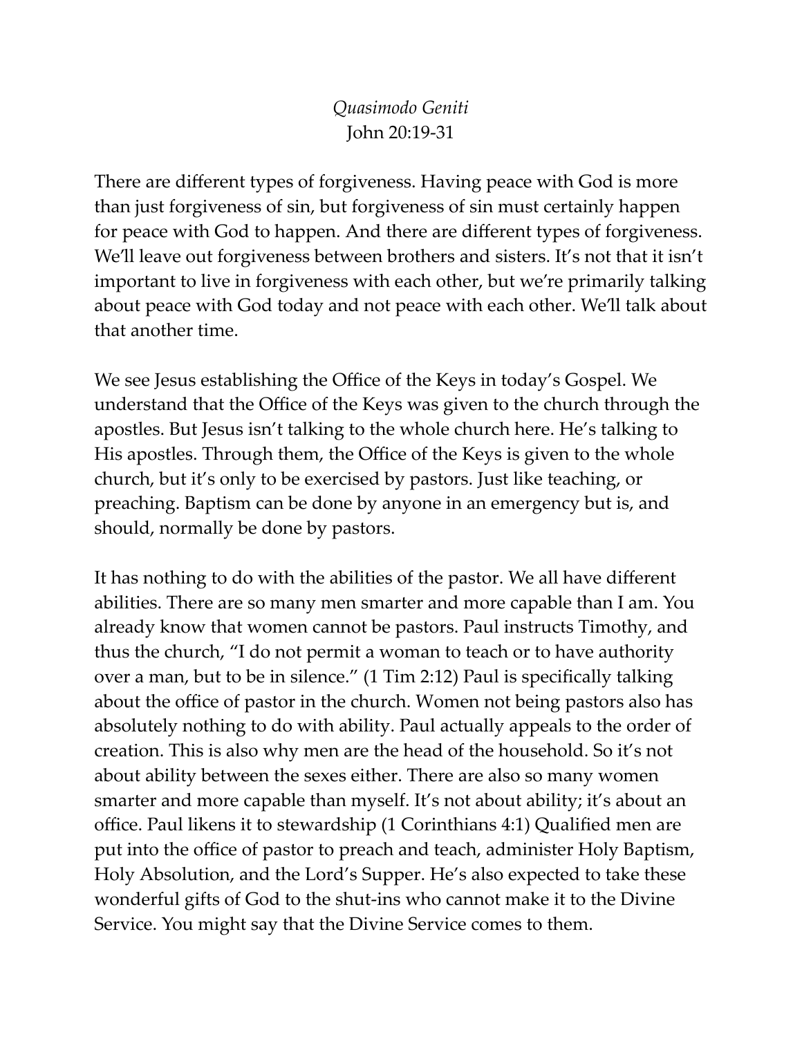*Quasimodo Geniti*
John 20:19-31

There are different types of forgiveness. Having peace with God is more than just forgiveness of sin, but forgiveness of sin must certainly happen for peace with God to happen. And there are different types of forgiveness. We'll leave out forgiveness between brothers and sisters. It's not that it isn't important to live in forgiveness with each other, but we're primarily talking about peace with God today and not peace with each other. We'll talk about that another time.

We see Jesus establishing the Office of the Keys in today's Gospel. We understand that the Office of the Keys was given to the church through the apostles. But Jesus isn't talking to the whole church here. He's talking to His apostles. Through them, the Office of the Keys is given to the whole church, but it's only to be exercised by pastors. Just like teaching, or preaching. Baptism can be done by anyone in an emergency but is, and should, normally be done by pastors.

It has nothing to do with the abilities of the pastor. We all have different abilities. There are so many men smarter and more capable than I am. You already know that women cannot be pastors. Paul instructs Timothy, and thus the church, "I do not permit a woman to teach or to have authority over a man, but to be in silence." (1 Tim 2:12) Paul is specifically talking about the office of pastor in the church. Women not being pastors also has absolutely nothing to do with ability. Paul actually appeals to the order of creation. This is also why men are the head of the household. So it's not about ability between the sexes either. There are also so many women smarter and more capable than myself. It's not about ability; it's about an office. Paul likens it to stewardship (1 Corinthians 4:1) Qualified men are put into the office of pastor to preach and teach, administer Holy Baptism, Holy Absolution, and the Lord's Supper. He's also expected to take these wonderful gifts of God to the shut-ins who cannot make it to the Divine Service. You might say that the Divine Service comes to them.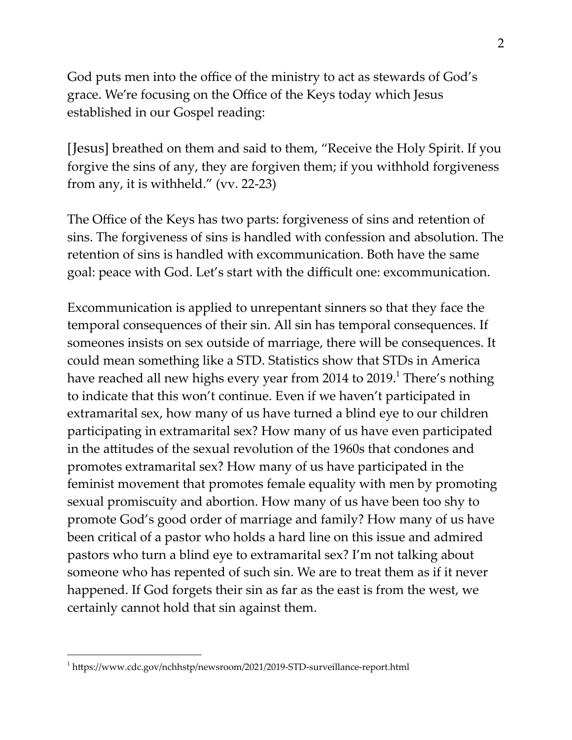God puts men into the office of the ministry to act as stewards of God's grace. We're focusing on the Office of the Keys today which Jesus established in our Gospel reading:

[Jesus] breathed on them and said to them, "Receive the Holy Spirit. If you forgive the sins of any, they are forgiven them; if you withhold forgiveness from any, it is withheld." (vv. 22-23)

The Office of the Keys has two parts: forgiveness of sins and retention of sins. The forgiveness of sins is handled with confession and absolution. The retention of sins is handled with excommunication. Both have the same goal: peace with God. Let's start with the difficult one: excommunication.

Excommunication is applied to unrepentant sinners so that they face the temporal consequences of their sin. All sin has temporal consequences. If someones insists on sex outside of marriage, there will be consequences. It could mean something like a STD. Statistics show that STDs in America have reached all new highs every year from 2014 to 2019.[1] There's nothing to indicate that this won't continue. Even if we haven't participated in extramarital sex, how many of us have turned a blind eye to our children participating in extramarital sex? How many of us have even participated in the attitudes of the sexual revolution of the 1960s that condones and promotes extramarital sex? How many of us have participated in the feminist movement that promotes female equality with men by promoting sexual promiscuity and abortion. How many of us have been too shy to promote God's good order of marriage and family? How many of us have been critical of a pastor who holds a hard line on this issue and admired pastors who turn a blind eye to extramarital sex? I'm not talking about someone who has repented of such sin. We are to treat them as if it never happened. If God forgets their sin as far as the east is from the west, we certainly cannot hold that sin against them.

---

[1] https://www.cdc.gov/nchhstp/newsroom/2021/2019-STD-surveillance-report.html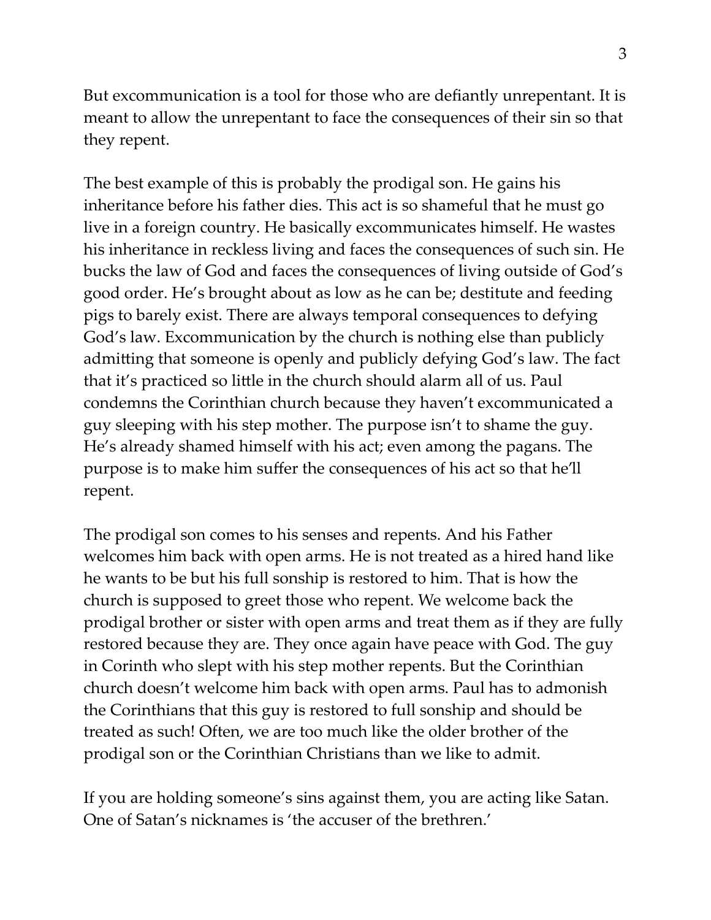But excommunication is a tool for those who are defiantly unrepentant. It is meant to allow the unrepentant to face the consequences of their sin so that they repent.

The best example of this is probably the prodigal son. He gains his inheritance before his father dies. This act is so shameful that he must go live in a foreign country. He basically excommunicates himself. He wastes his inheritance in reckless living and faces the consequences of such sin. He bucks the law of God and faces the consequences of living outside of God's good order. He's brought about as low as he can be; destitute and feeding pigs to barely exist. There are always temporal consequences to defying God's law. Excommunication by the church is nothing else than publicly admitting that someone is openly and publicly defying God's law. The fact that it's practiced so little in the church should alarm all of us. Paul condemns the Corinthian church because they haven't excommunicated a guy sleeping with his step mother. The purpose isn't to shame the guy. He's already shamed himself with his act; even among the pagans. The purpose is to make him suffer the consequences of his act so that he'll repent.

The prodigal son comes to his senses and repents. And his Father welcomes him back with open arms. He is not treated as a hired hand like he wants to be but his full sonship is restored to him. That is how the church is supposed to greet those who repent. We welcome back the prodigal brother or sister with open arms and treat them as if they are fully restored because they are. They once again have peace with God. The guy in Corinth who slept with his step mother repents. But the Corinthian church doesn't welcome him back with open arms. Paul has to admonish the Corinthians that this guy is restored to full sonship and should be treated as such! Often, we are too much like the older brother of the prodigal son or the Corinthian Christians than we like to admit.

If you are holding someone's sins against them, you are acting like Satan. One of Satan's nicknames is 'the accuser of the brethren.'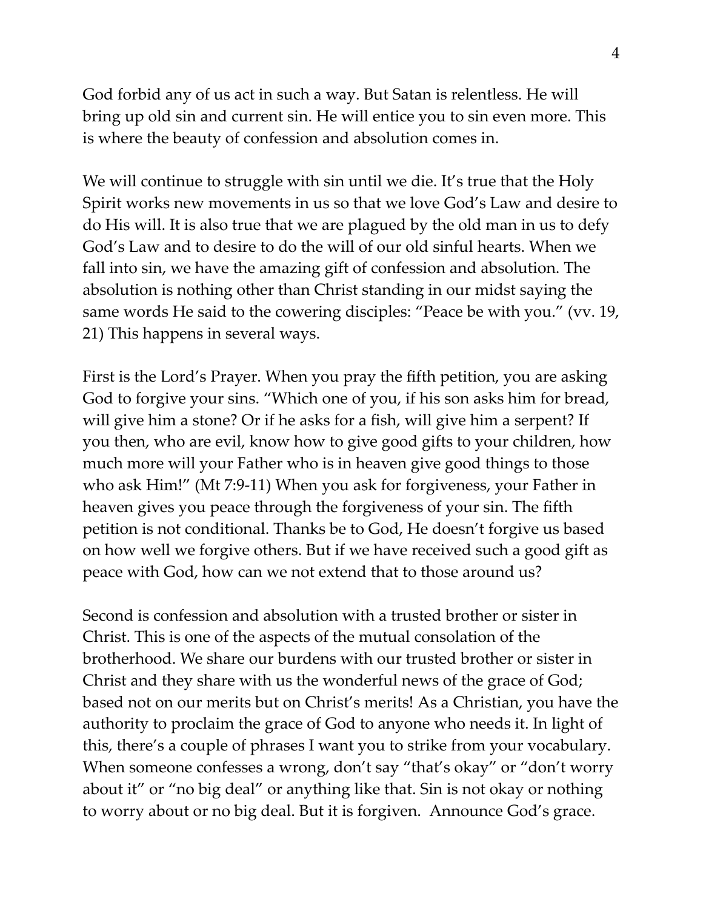God forbid any of us act in such a way. But Satan is relentless. He will bring up old sin and current sin. He will entice you to sin even more. This is where the beauty of confession and absolution comes in.

We will continue to struggle with sin until we die. It's true that the Holy Spirit works new movements in us so that we love God's Law and desire to do His will. It is also true that we are plagued by the old man in us to defy God's Law and to desire to do the will of our old sinful hearts. When we fall into sin, we have the amazing gift of confession and absolution. The absolution is nothing other than Christ standing in our midst saying the same words He said to the cowering disciples: "Peace be with you." (vv. 19, 21) This happens in several ways.

First is the Lord's Prayer. When you pray the fifth petition, you are asking God to forgive your sins. "Which one of you, if his son asks him for bread, will give him a stone? Or if he asks for a fish, will give him a serpent? If you then, who are evil, know how to give good gifts to your children, how much more will your Father who is in heaven give good things to those who ask Him!" (Mt 7:9-11) When you ask for forgiveness, your Father in heaven gives you peace through the forgiveness of your sin. The fifth petition is not conditional. Thanks be to God, He doesn't forgive us based on how well we forgive others. But if we have received such a good gift as peace with God, how can we not extend that to those around us?

Second is confession and absolution with a trusted brother or sister in Christ. This is one of the aspects of the mutual consolation of the brotherhood. We share our burdens with our trusted brother or sister in Christ and they share with us the wonderful news of the grace of God; based not on our merits but on Christ's merits! As a Christian, you have the authority to proclaim the grace of God to anyone who needs it. In light of this, there's a couple of phrases I want you to strike from your vocabulary. When someone confesses a wrong, don't say "that's okay" or "don't worry about it" or "no big deal" or anything like that. Sin is not okay or nothing to worry about or no big deal. But it is forgiven. Announce God's grace.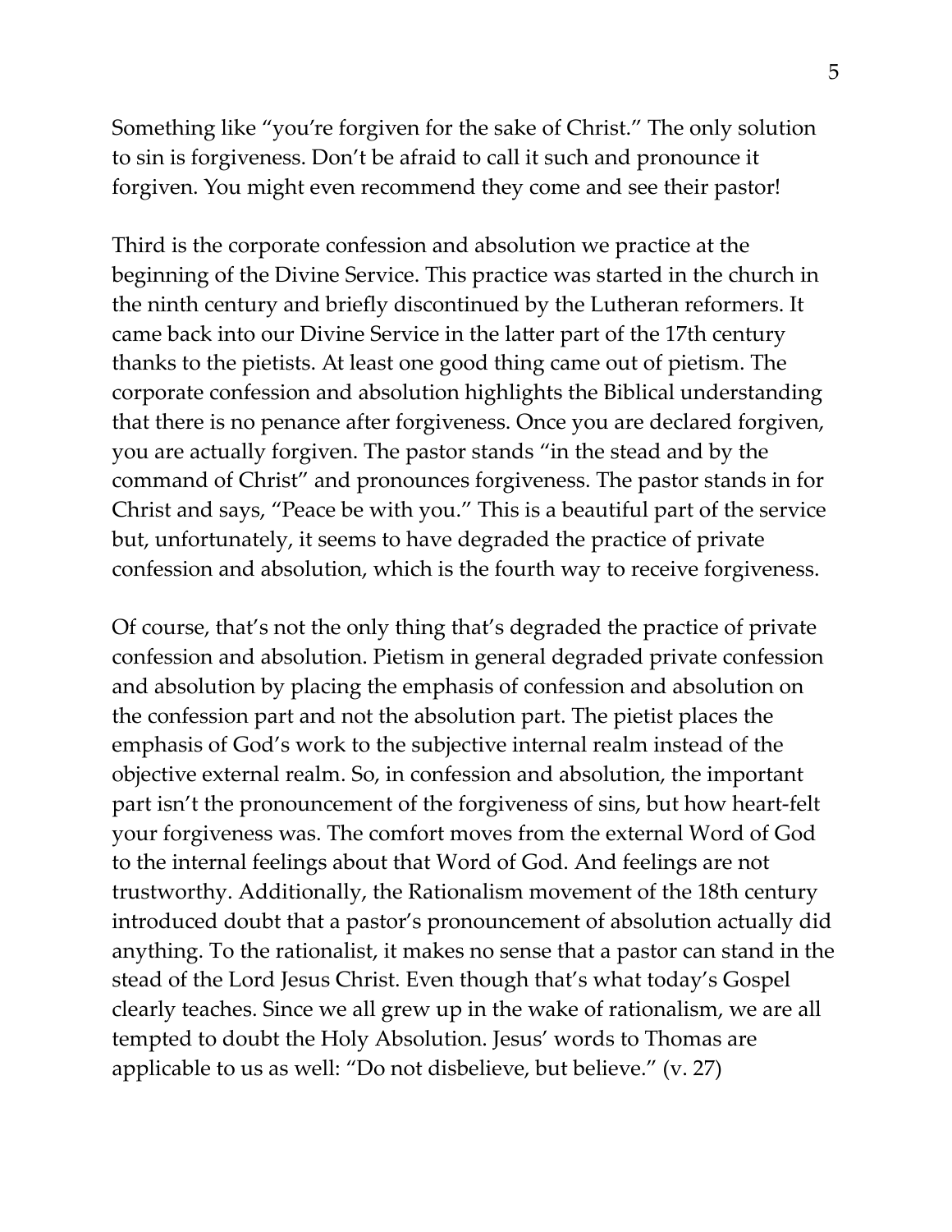Something like "you're forgiven for the sake of Christ." The only solution to sin is forgiveness. Don't be afraid to call it such and pronounce it forgiven. You might even recommend they come and see their pastor!

Third is the corporate confession and absolution we practice at the beginning of the Divine Service. This practice was started in the church in the ninth century and briefly discontinued by the Lutheran reformers. It came back into our Divine Service in the latter part of the 17th century thanks to the pietists. At least one good thing came out of pietism. The corporate confession and absolution highlights the Biblical understanding that there is no penance after forgiveness. Once you are declared forgiven, you are actually forgiven. The pastor stands "in the stead and by the command of Christ" and pronounces forgiveness. The pastor stands in for Christ and says, "Peace be with you." This is a beautiful part of the service but, unfortunately, it seems to have degraded the practice of private confession and absolution, which is the fourth way to receive forgiveness.

Of course, that's not the only thing that's degraded the practice of private confession and absolution. Pietism in general degraded private confession and absolution by placing the emphasis of confession and absolution on the confession part and not the absolution part. The pietist places the emphasis of God's work to the subjective internal realm instead of the objective external realm. So, in confession and absolution, the important part isn't the pronouncement of the forgiveness of sins, but how heart-felt your forgiveness was. The comfort moves from the external Word of God to the internal feelings about that Word of God. And feelings are not trustworthy. Additionally, the Rationalism movement of the 18th century introduced doubt that a pastor's pronouncement of absolution actually did anything. To the rationalist, it makes no sense that a pastor can stand in the stead of the Lord Jesus Christ. Even though that's what today's Gospel clearly teaches. Since we all grew up in the wake of rationalism, we are all tempted to doubt the Holy Absolution. Jesus' words to Thomas are applicable to us as well: "Do not disbelieve, but believe." (v. 27)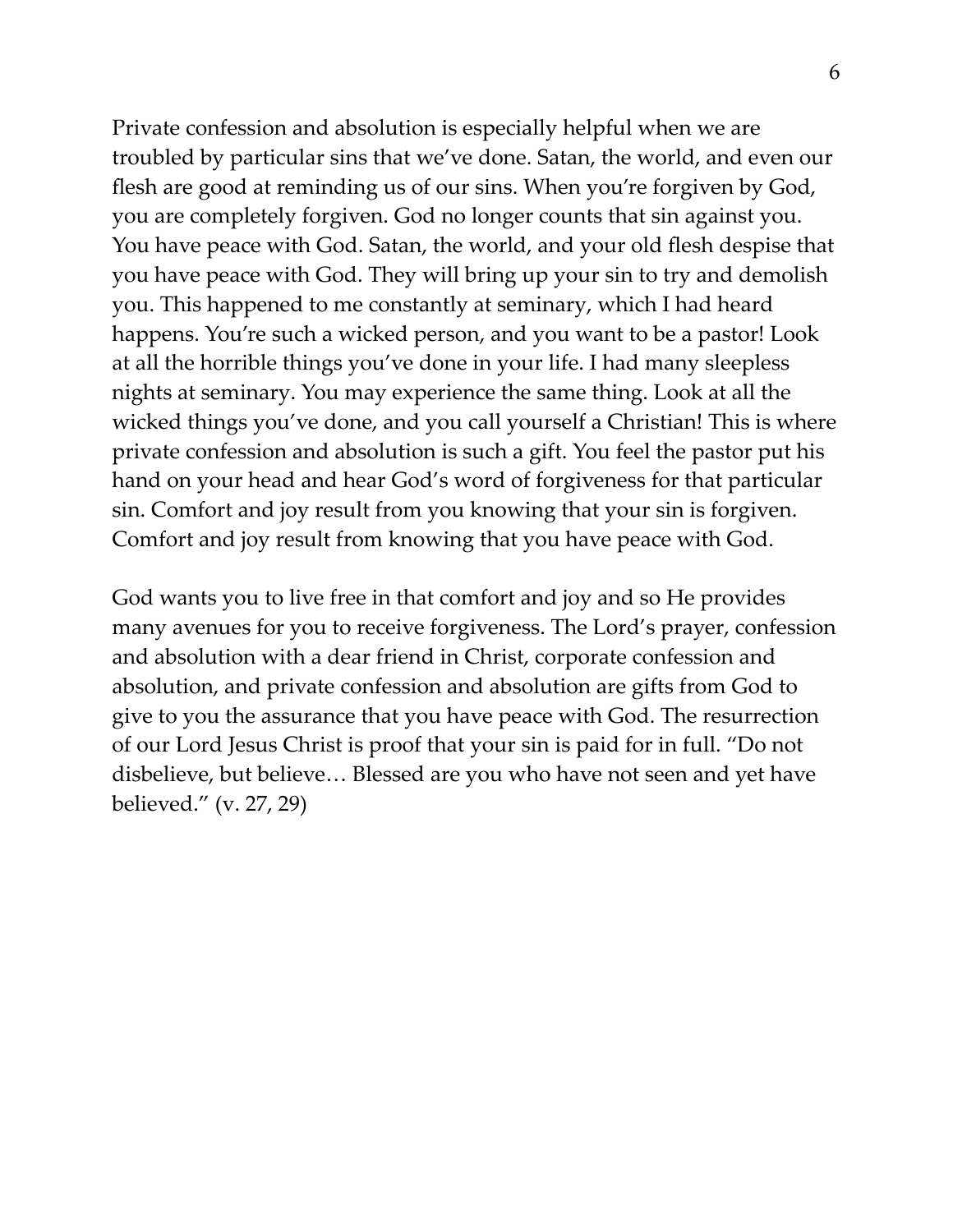Private confession and absolution is especially helpful when we are troubled by particular sins that we've done. Satan, the world, and even our flesh are good at reminding us of our sins. When you're forgiven by God, you are completely forgiven. God no longer counts that sin against you. You have peace with God. Satan, the world, and your old flesh despise that you have peace with God. They will bring up your sin to try and demolish you. This happened to me constantly at seminary, which I had heard happens. You're such a wicked person, and you want to be a pastor! Look at all the horrible things you've done in your life. I had many sleepless nights at seminary. You may experience the same thing. Look at all the wicked things you've done, and you call yourself a Christian! This is where private confession and absolution is such a gift. You feel the pastor put his hand on your head and hear God's word of forgiveness for that particular sin. Comfort and joy result from you knowing that your sin is forgiven. Comfort and joy result from knowing that you have peace with God.

God wants you to live free in that comfort and joy and so He provides many avenues for you to receive forgiveness. The Lord's prayer, confession and absolution with a dear friend in Christ, corporate confession and absolution, and private confession and absolution are gifts from God to give to you the assurance that you have peace with God. The resurrection of our Lord Jesus Christ is proof that your sin is paid for in full. "Do not disbelieve, but believe… Blessed are you who have not seen and yet have believed." (v. 27, 29)